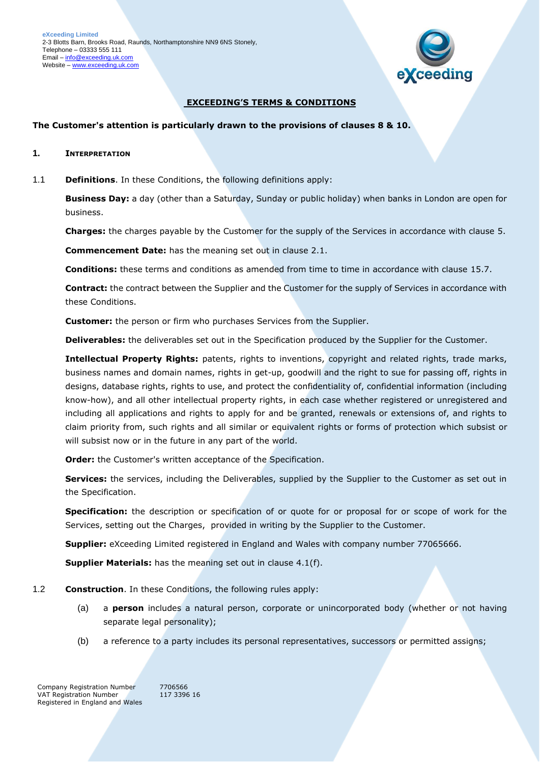**eXceeding Limited**
2-3 Blotts Barn, Brooks Road, Raunds, Northamptonshire NN9 6NS Stonely,
Telephone – 03333 555 111
Email – info@exceeding.uk.com
Website – www.exceeding.uk.com

# EXCEEDING'S TERMS & CONDITIONS

**The Customer's attention is particularly drawn to the provisions of clauses 8 & 10.**

## 1. INTERPRETATION

1.1 **Definitions**. In these Conditions, the following definitions apply:

**Business Day:** a day (other than a Saturday, Sunday or public holiday) when banks in London are open for business.

**Charges:** the charges payable by the Customer for the supply of the Services in accordance with clause 5.

**Commencement Date:** has the meaning set out in clause 2.1.

**Conditions:** these terms and conditions as amended from time to time in accordance with clause 15.7.

**Contract:** the contract between the Supplier and the Customer for the supply of Services in accordance with these Conditions.

**Customer:** the person or firm who purchases Services from the Supplier.

**Deliverables:** the deliverables set out in the Specification produced by the Supplier for the Customer.

**Intellectual Property Rights:** patents, rights to inventions, copyright and related rights, trade marks, business names and domain names, rights in get-up, goodwill and the right to sue for passing off, rights in designs, database rights, rights to use, and protect the confidentiality of, confidential information (including know-how), and all other intellectual property rights, in each case whether registered or unregistered and including all applications and rights to apply for and be granted, renewals or extensions of, and rights to claim priority from, such rights and all similar or equivalent rights or forms of protection which subsist or will subsist now or in the future in any part of the world.

**Order:** the Customer's written acceptance of the Specification.

**Services:** the services, including the Deliverables, supplied by the Supplier to the Customer as set out in the Specification.

**Specification:** the description or specification of or quote for or proposal for or scope of work for the Services, setting out the Charges, provided in writing by the Supplier to the Customer.

**Supplier:** eXceeding Limited registered in England and Wales with company number 77065666.

**Supplier Materials:** has the meaning set out in clause 4.1(f).

1.2 **Construction**. In these Conditions, the following rules apply:

(a) a **person** includes a natural person, corporate or unincorporated body (whether or not having separate legal personality);

(b) a reference to a party includes its personal representatives, successors or permitted assigns;

Company Registration Number 7706566
VAT Registration Number 117 3396 16
Registered in England and Wales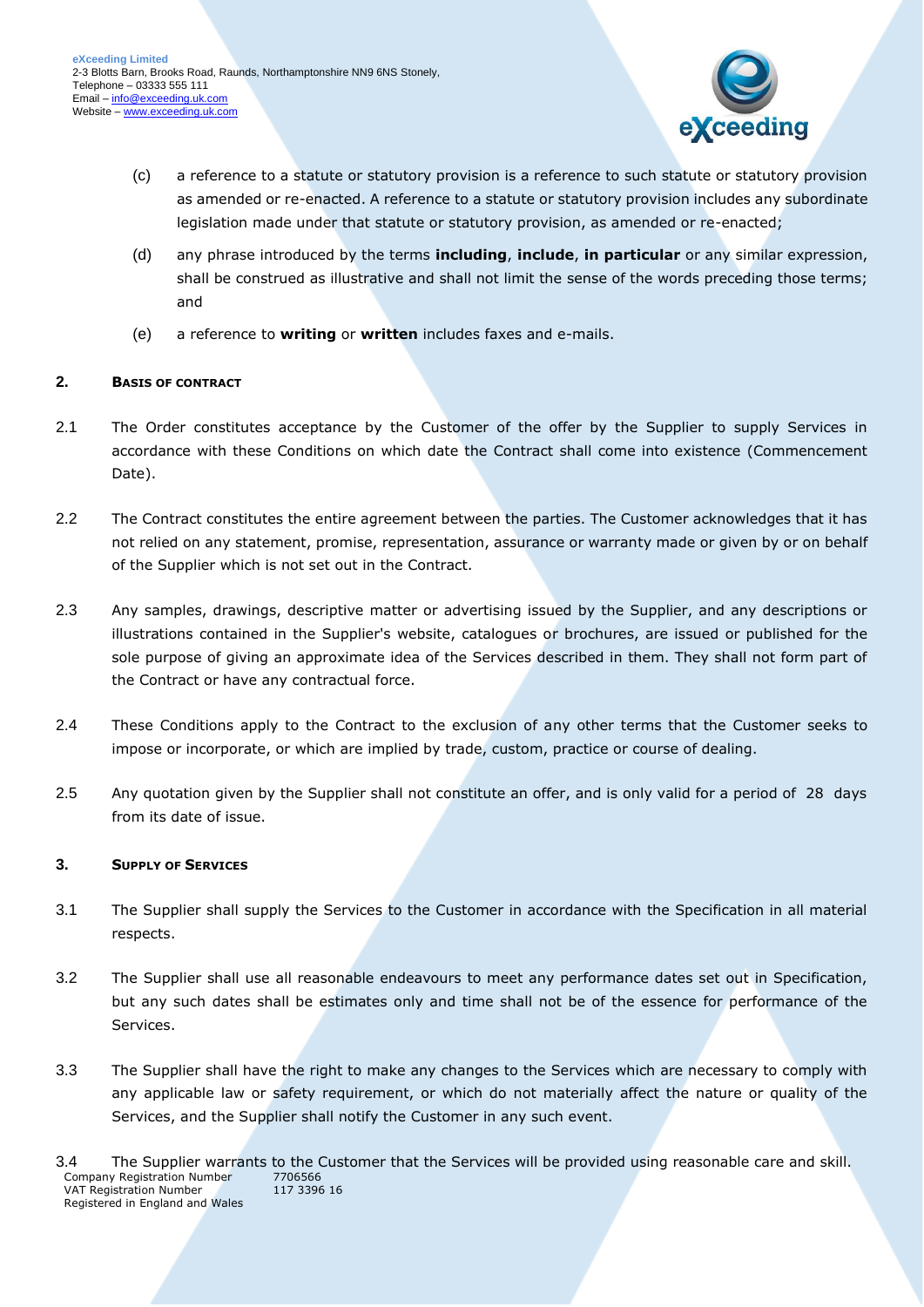(c) a reference to a statute or statutory provision is a reference to such statute or statutory provision as amended or re-enacted. A reference to a statute or statutory provision includes any subordinate legislation made under that statute or statutory provision, as amended or re-enacted;

(d) any phrase introduced by the terms **including**, **include**, **in particular** or any similar expression, shall be construed as illustrative and shall not limit the sense of the words preceding those terms; and

(e) a reference to **writing** or **written** includes faxes and e-mails.

## 2. BASIS OF CONTRACT

2.1 The Order constitutes acceptance by the Customer of the offer by the Supplier to supply Services in accordance with these Conditions on which date the Contract shall come into existence (Commencement Date).

2.2 The Contract constitutes the entire agreement between the parties. The Customer acknowledges that it has not relied on any statement, promise, representation, assurance or warranty made or given by or on behalf of the Supplier which is not set out in the Contract.

2.3 Any samples, drawings, descriptive matter or advertising issued by the Supplier, and any descriptions or illustrations contained in the Supplier's website, catalogues or brochures, are issued or published for the sole purpose of giving an approximate idea of the Services described in them. They shall not form part of the Contract or have any contractual force.

2.4 These Conditions apply to the Contract to the exclusion of any other terms that the Customer seeks to impose or incorporate, or which are implied by trade, custom, practice or course of dealing.

2.5 Any quotation given by the Supplier shall not constitute an offer, and is only valid for a period of 28 days from its date of issue.

## 3. SUPPLY OF SERVICES

3.1 The Supplier shall supply the Services to the Customer in accordance with the Specification in all material respects.

3.2 The Supplier shall use all reasonable endeavours to meet any performance dates set out in Specification, but any such dates shall be estimates only and time shall not be of the essence for performance of the Services.

3.3 The Supplier shall have the right to make any changes to the Services which are necessary to comply with any applicable law or safety requirement, or which do not materially affect the nature or quality of the Services, and the Supplier shall notify the Customer in any such event.

3.4 The Supplier warrants to the Customer that the Services will be provided using reasonable care and skill.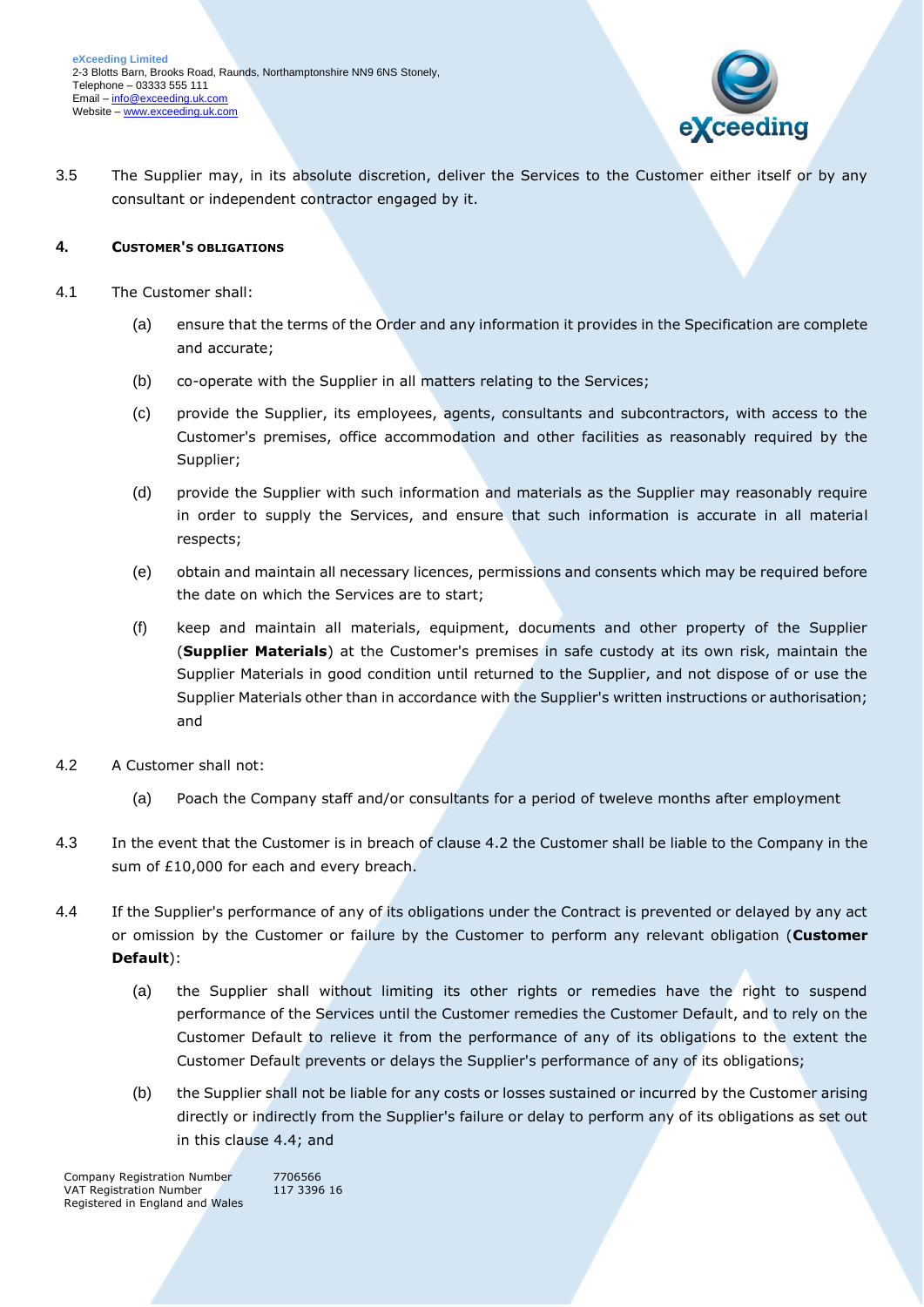3.5 The Supplier may, in its absolute discretion, deliver the Services to the Customer either itself or by any consultant or independent contractor engaged by it.

## 4. CUSTOMER'S OBLIGATIONS

4.1 The Customer shall:

(a) ensure that the terms of the Order and any information it provides in the Specification are complete and accurate;

(b) co-operate with the Supplier in all matters relating to the Services;

(c) provide the Supplier, its employees, agents, consultants and subcontractors, with access to the Customer's premises, office accommodation and other facilities as reasonably required by the Supplier;

(d) provide the Supplier with such information and materials as the Supplier may reasonably require in order to supply the Services, and ensure that such information is accurate in all material respects;

(e) obtain and maintain all necessary licences, permissions and consents which may be required before the date on which the Services are to start;

(f) keep and maintain all materials, equipment, documents and other property of the Supplier (**Supplier Materials**) at the Customer's premises in safe custody at its own risk, maintain the Supplier Materials in good condition until returned to the Supplier, and not dispose of or use the Supplier Materials other than in accordance with the Supplier's written instructions or authorisation; and

4.2 A Customer shall not:

(a) Poach the Company staff and/or consultants for a period of tweleve months after employment

4.3 In the event that the Customer is in breach of clause 4.2 the Customer shall be liable to the Company in the sum of £10,000 for each and every breach.

4.4 If the Supplier's performance of any of its obligations under the Contract is prevented or delayed by any act or omission by the Customer or failure by the Customer to perform any relevant obligation (**Customer Default**):

(a) the Supplier shall without limiting its other rights or remedies have the right to suspend performance of the Services until the Customer remedies the Customer Default, and to rely on the Customer Default to relieve it from the performance of any of its obligations to the extent the Customer Default prevents or delays the Supplier's performance of any of its obligations;

(b) the Supplier shall not be liable for any costs or losses sustained or incurred by the Customer arising directly or indirectly from the Supplier's failure or delay to perform any of its obligations as set out in this clause 4.4; and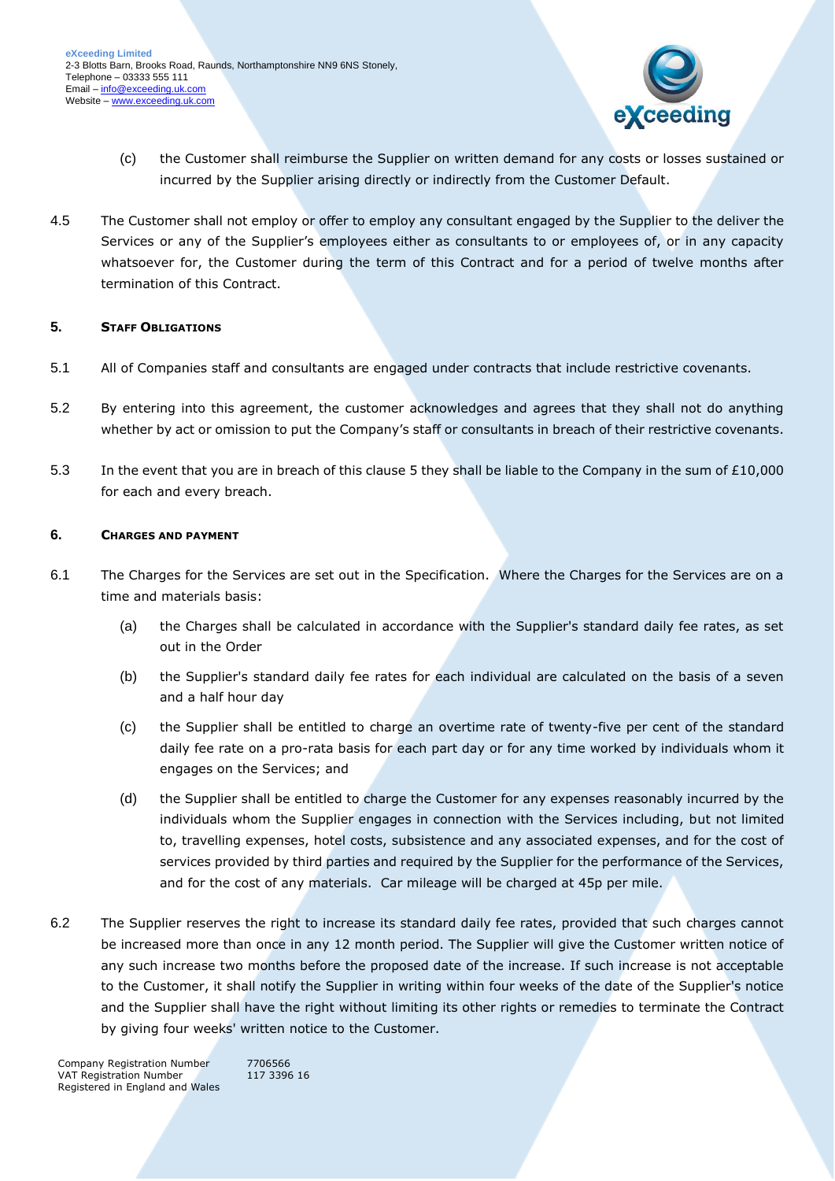(c) the Customer shall reimburse the Supplier on written demand for any costs or losses sustained or incurred by the Supplier arising directly or indirectly from the Customer Default.

4.5 The Customer shall not employ or offer to employ any consultant engaged by the Supplier to the deliver the Services or any of the Supplier's employees either as consultants to or employees of, or in any capacity whatsoever for, the Customer during the term of this Contract and for a period of twelve months after termination of this Contract.

## 5. STAFF OBLIGATIONS

5.1 All of Companies staff and consultants are engaged under contracts that include restrictive covenants.

5.2 By entering into this agreement, the customer acknowledges and agrees that they shall not do anything whether by act or omission to put the Company's staff or consultants in breach of their restrictive covenants.

5.3 In the event that you are in breach of this clause 5 they shall be liable to the Company in the sum of £10,000 for each and every breach.

## 6. CHARGES AND PAYMENT

6.1 The Charges for the Services are set out in the Specification. Where the Charges for the Services are on a time and materials basis:

(a) the Charges shall be calculated in accordance with the Supplier's standard daily fee rates, as set out in the Order

(b) the Supplier's standard daily fee rates for each individual are calculated on the basis of a seven and a half hour day

(c) the Supplier shall be entitled to charge an overtime rate of twenty-five per cent of the standard daily fee rate on a pro-rata basis for each part day or for any time worked by individuals whom it engages on the Services; and

(d) the Supplier shall be entitled to charge the Customer for any expenses reasonably incurred by the individuals whom the Supplier engages in connection with the Services including, but not limited to, travelling expenses, hotel costs, subsistence and any associated expenses, and for the cost of services provided by third parties and required by the Supplier for the performance of the Services, and for the cost of any materials. Car mileage will be charged at 45p per mile.

6.2 The Supplier reserves the right to increase its standard daily fee rates, provided that such charges cannot be increased more than once in any 12 month period. The Supplier will give the Customer written notice of any such increase two months before the proposed date of the increase. If such increase is not acceptable to the Customer, it shall notify the Supplier in writing within four weeks of the date of the Supplier's notice and the Supplier shall have the right without limiting its other rights or remedies to terminate the Contract by giving four weeks' written notice to the Customer.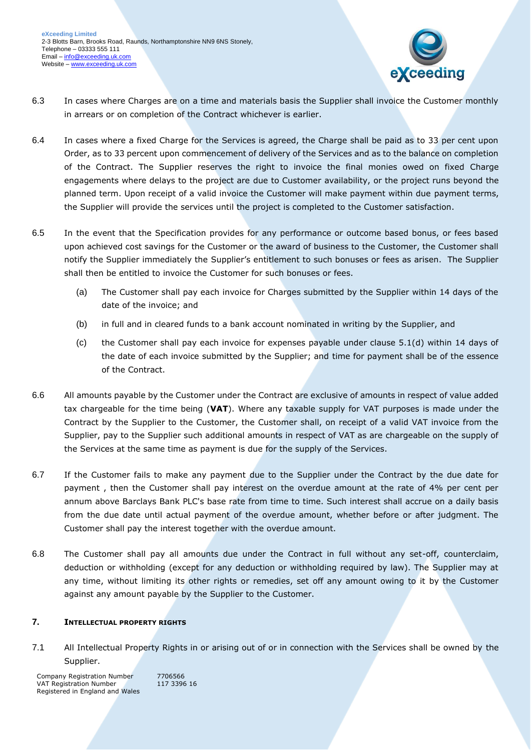6.3 In cases where Charges are on a time and materials basis the Supplier shall invoice the Customer monthly in arrears or on completion of the Contract whichever is earlier.

6.4 In cases where a fixed Charge for the Services is agreed, the Charge shall be paid as to 33 per cent upon Order, as to 33 percent upon commencement of delivery of the Services and as to the balance on completion of the Contract. The Supplier reserves the right to invoice the final monies owed on fixed Charge engagements where delays to the project are due to Customer availability, or the project runs beyond the planned term. Upon receipt of a valid invoice the Customer will make payment within due payment terms, the Supplier will provide the services until the project is completed to the Customer satisfaction.

6.5 In the event that the Specification provides for any performance or outcome based bonus, or fees based upon achieved cost savings for the Customer or the award of business to the Customer, the Customer shall notify the Supplier immediately the Supplier's entitlement to such bonuses or fees as arisen. The Supplier shall then be entitled to invoice the Customer for such bonuses or fees.

(a) The Customer shall pay each invoice for Charges submitted by the Supplier within 14 days of the date of the invoice; and

(b) in full and in cleared funds to a bank account nominated in writing by the Supplier, and

(c) the Customer shall pay each invoice for expenses payable under clause 5.1(d) within 14 days of the date of each invoice submitted by the Supplier; and time for payment shall be of the essence of the Contract.

6.6 All amounts payable by the Customer under the Contract are exclusive of amounts in respect of value added tax chargeable for the time being (**VAT**). Where any taxable supply for VAT purposes is made under the Contract by the Supplier to the Customer, the Customer shall, on receipt of a valid VAT invoice from the Supplier, pay to the Supplier such additional amounts in respect of VAT as are chargeable on the supply of the Services at the same time as payment is due for the supply of the Services.

6.7 If the Customer fails to make any payment due to the Supplier under the Contract by the due date for payment , then the Customer shall pay interest on the overdue amount at the rate of 4% per cent per annum above Barclays Bank PLC's base rate from time to time. Such interest shall accrue on a daily basis from the due date until actual payment of the overdue amount, whether before or after judgment. The Customer shall pay the interest together with the overdue amount.

6.8 The Customer shall pay all amounts due under the Contract in full without any set-off, counterclaim, deduction or withholding (except for any deduction or withholding required by law). The Supplier may at any time, without limiting its other rights or remedies, set off any amount owing to it by the Customer against any amount payable by the Supplier to the Customer.

## 7. INTELLECTUAL PROPERTY RIGHTS

7.1 All Intellectual Property Rights in or arising out of or in connection with the Services shall be owned by the Supplier.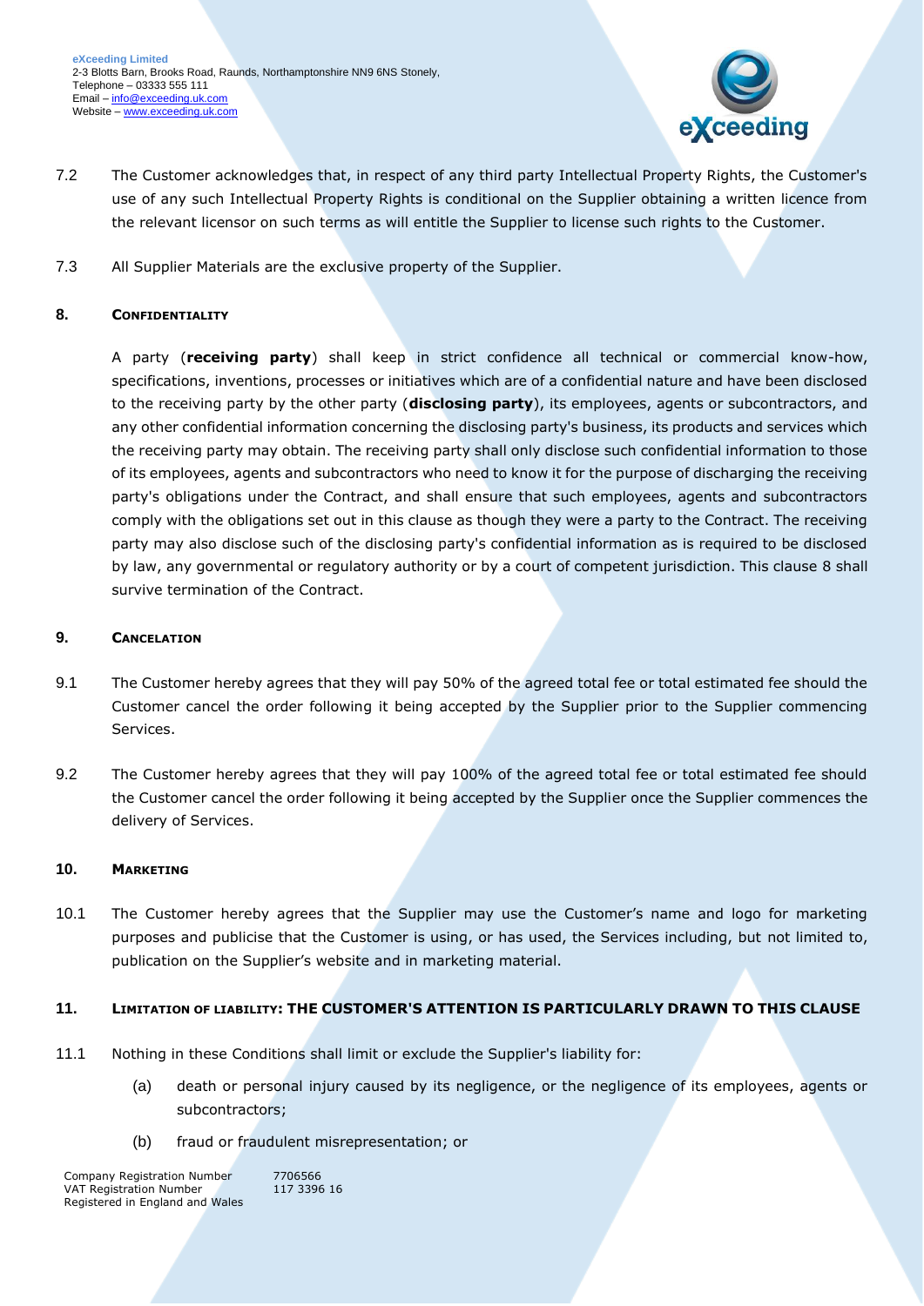7.2 The Customer acknowledges that, in respect of any third party Intellectual Property Rights, the Customer's use of any such Intellectual Property Rights is conditional on the Supplier obtaining a written licence from the relevant licensor on such terms as will entitle the Supplier to license such rights to the Customer.

7.3 All Supplier Materials are the exclusive property of the Supplier.

## 8. CONFIDENTIALITY

A party (**receiving party**) shall keep in strict confidence all technical or commercial know-how, specifications, inventions, processes or initiatives which are of a confidential nature and have been disclosed to the receiving party by the other party (**disclosing party**), its employees, agents or subcontractors, and any other confidential information concerning the disclosing party's business, its products and services which the receiving party may obtain. The receiving party shall only disclose such confidential information to those of its employees, agents and subcontractors who need to know it for the purpose of discharging the receiving party's obligations under the Contract, and shall ensure that such employees, agents and subcontractors comply with the obligations set out in this clause as though they were a party to the Contract. The receiving party may also disclose such of the disclosing party's confidential information as is required to be disclosed by law, any governmental or regulatory authority or by a court of competent jurisdiction. This clause 8 shall survive termination of the Contract.

## 9. CANCELATION

9.1 The Customer hereby agrees that they will pay 50% of the agreed total fee or total estimated fee should the Customer cancel the order following it being accepted by the Supplier prior to the Supplier commencing Services.

9.2 The Customer hereby agrees that they will pay 100% of the agreed total fee or total estimated fee should the Customer cancel the order following it being accepted by the Supplier once the Supplier commences the delivery of Services.

## 10. MARKETING

10.1 The Customer hereby agrees that the Supplier may use the Customer's name and logo for marketing purposes and publicise that the Customer is using, or has used, the Services including, but not limited to, publication on the Supplier's website and in marketing material.

## 11. LIMITATION OF LIABILITY: THE CUSTOMER'S ATTENTION IS PARTICULARLY DRAWN TO THIS CLAUSE

11.1 Nothing in these Conditions shall limit or exclude the Supplier's liability for:

(a) death or personal injury caused by its negligence, or the negligence of its employees, agents or subcontractors;

(b) fraud or fraudulent misrepresentation; or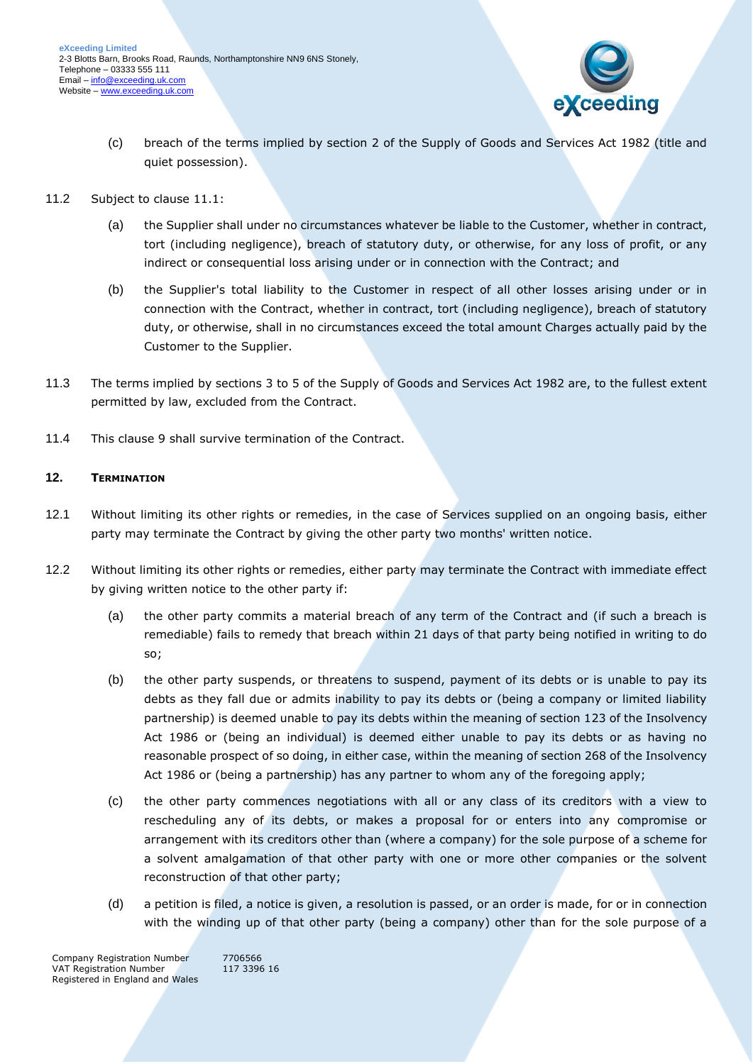(c) breach of the terms implied by section 2 of the Supply of Goods and Services Act 1982 (title and quiet possession).

11.2 Subject to clause 11.1:

(a) the Supplier shall under no circumstances whatever be liable to the Customer, whether in contract, tort (including negligence), breach of statutory duty, or otherwise, for any loss of profit, or any indirect or consequential loss arising under or in connection with the Contract; and

(b) the Supplier's total liability to the Customer in respect of all other losses arising under or in connection with the Contract, whether in contract, tort (including negligence), breach of statutory duty, or otherwise, shall in no circumstances exceed the total amount Charges actually paid by the Customer to the Supplier.

11.3 The terms implied by sections 3 to 5 of the Supply of Goods and Services Act 1982 are, to the fullest extent permitted by law, excluded from the Contract.

11.4 This clause 9 shall survive termination of the Contract.

## 12. TERMINATION

12.1 Without limiting its other rights or remedies, in the case of Services supplied on an ongoing basis, either party may terminate the Contract by giving the other party two months' written notice.

12.2 Without limiting its other rights or remedies, either party may terminate the Contract with immediate effect by giving written notice to the other party if:

(a) the other party commits a material breach of any term of the Contract and (if such a breach is remediable) fails to remedy that breach within 21 days of that party being notified in writing to do so;

(b) the other party suspends, or threatens to suspend, payment of its debts or is unable to pay its debts as they fall due or admits inability to pay its debts or (being a company or limited liability partnership) is deemed unable to pay its debts within the meaning of section 123 of the Insolvency Act 1986 or (being an individual) is deemed either unable to pay its debts or as having no reasonable prospect of so doing, in either case, within the meaning of section 268 of the Insolvency Act 1986 or (being a partnership) has any partner to whom any of the foregoing apply;

(c) the other party commences negotiations with all or any class of its creditors with a view to rescheduling any of its debts, or makes a proposal for or enters into any compromise or arrangement with its creditors other than (where a company) for the sole purpose of a scheme for a solvent amalgamation of that other party with one or more other companies or the solvent reconstruction of that other party;

(d) a petition is filed, a notice is given, a resolution is passed, or an order is made, for or in connection with the winding up of that other party (being a company) other than for the sole purpose of a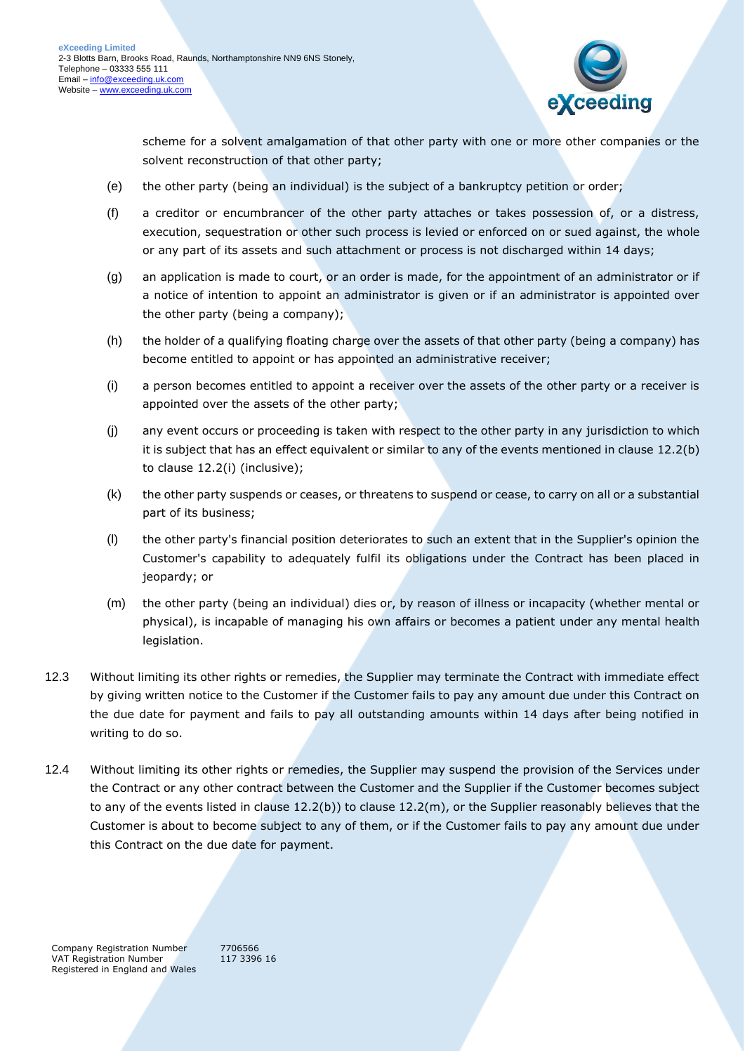scheme for a solvent amalgamation of that other party with one or more other companies or the solvent reconstruction of that other party;

(e) the other party (being an individual) is the subject of a bankruptcy petition or order;

(f) a creditor or encumbrancer of the other party attaches or takes possession of, or a distress, execution, sequestration or other such process is levied or enforced on or sued against, the whole or any part of its assets and such attachment or process is not discharged within 14 days;

(g) an application is made to court, or an order is made, for the appointment of an administrator or if a notice of intention to appoint an administrator is given or if an administrator is appointed over the other party (being a company);

(h) the holder of a qualifying floating charge over the assets of that other party (being a company) has become entitled to appoint or has appointed an administrative receiver;

(i) a person becomes entitled to appoint a receiver over the assets of the other party or a receiver is appointed over the assets of the other party;

(j) any event occurs or proceeding is taken with respect to the other party in any jurisdiction to which it is subject that has an effect equivalent or similar to any of the events mentioned in clause 12.2(b) to clause 12.2(i) (inclusive);

(k) the other party suspends or ceases, or threatens to suspend or cease, to carry on all or a substantial part of its business;

(l) the other party's financial position deteriorates to such an extent that in the Supplier's opinion the Customer's capability to adequately fulfil its obligations under the Contract has been placed in jeopardy; or

(m) the other party (being an individual) dies or, by reason of illness or incapacity (whether mental or physical), is incapable of managing his own affairs or becomes a patient under any mental health legislation.

12.3 Without limiting its other rights or remedies, the Supplier may terminate the Contract with immediate effect by giving written notice to the Customer if the Customer fails to pay any amount due under this Contract on the due date for payment and fails to pay all outstanding amounts within 14 days after being notified in writing to do so.

12.4 Without limiting its other rights or remedies, the Supplier may suspend the provision of the Services under the Contract or any other contract between the Customer and the Supplier if the Customer becomes subject to any of the events listed in clause 12.2(b)) to clause 12.2(m), or the Supplier reasonably believes that the Customer is about to become subject to any of them, or if the Customer fails to pay any amount due under this Contract on the due date for payment.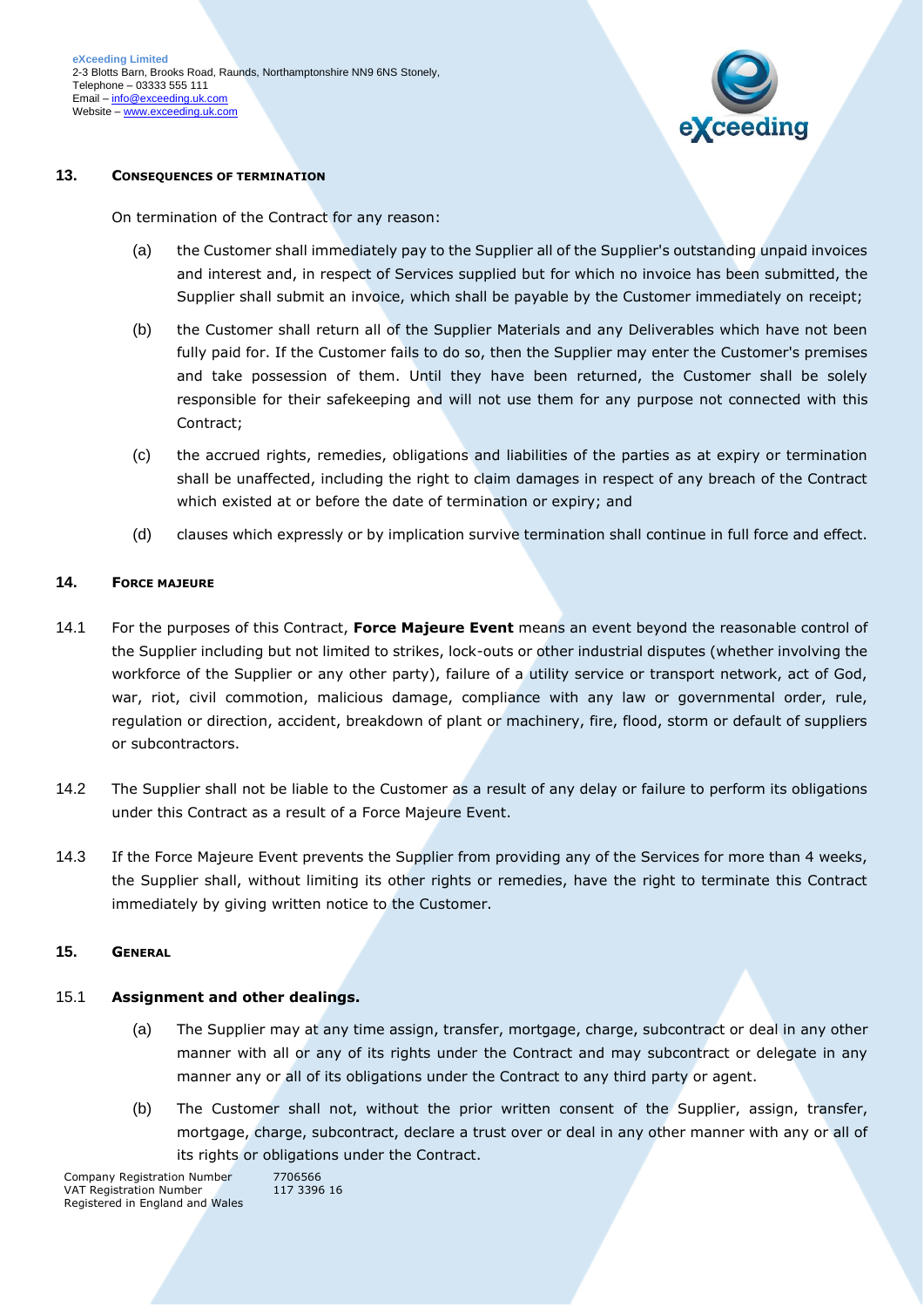## 13. Consequences of termination

On termination of the Contract for any reason:

(a) the Customer shall immediately pay to the Supplier all of the Supplier's outstanding unpaid invoices and interest and, in respect of Services supplied but for which no invoice has been submitted, the Supplier shall submit an invoice, which shall be payable by the Customer immediately on receipt;

(b) the Customer shall return all of the Supplier Materials and any Deliverables which have not been fully paid for. If the Customer fails to do so, then the Supplier may enter the Customer's premises and take possession of them. Until they have been returned, the Customer shall be solely responsible for their safekeeping and will not use them for any purpose not connected with this Contract;

(c) the accrued rights, remedies, obligations and liabilities of the parties as at expiry or termination shall be unaffected, including the right to claim damages in respect of any breach of the Contract which existed at or before the date of termination or expiry; and

(d) clauses which expressly or by implication survive termination shall continue in full force and effect.

## 14. Force majeure

14.1 For the purposes of this Contract, **Force Majeure Event** means an event beyond the reasonable control of the Supplier including but not limited to strikes, lock-outs or other industrial disputes (whether involving the workforce of the Supplier or any other party), failure of a utility service or transport network, act of God, war, riot, civil commotion, malicious damage, compliance with any law or governmental order, rule, regulation or direction, accident, breakdown of plant or machinery, fire, flood, storm or default of suppliers or subcontractors.

14.2 The Supplier shall not be liable to the Customer as a result of any delay or failure to perform its obligations under this Contract as a result of a Force Majeure Event.

14.3 If the Force Majeure Event prevents the Supplier from providing any of the Services for more than 4 weeks, the Supplier shall, without limiting its other rights or remedies, have the right to terminate this Contract immediately by giving written notice to the Customer.

## 15. General

15.1 **Assignment and other dealings.**

(a) The Supplier may at any time assign, transfer, mortgage, charge, subcontract or deal in any other manner with all or any of its rights under the Contract and may subcontract or delegate in any manner any or all of its obligations under the Contract to any third party or agent.

(b) The Customer shall not, without the prior written consent of the Supplier, assign, transfer, mortgage, charge, subcontract, declare a trust over or deal in any other manner with any or all of its rights or obligations under the Contract.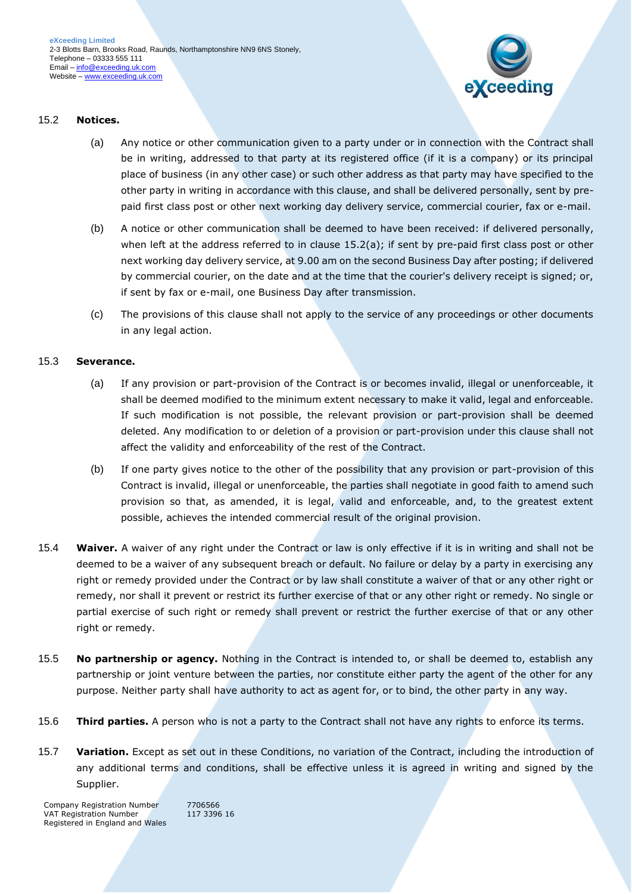15.2 **Notices.**

(a) Any notice or other communication given to a party under or in connection with the Contract shall be in writing, addressed to that party at its registered office (if it is a company) or its principal place of business (in any other case) or such other address as that party may have specified to the other party in writing in accordance with this clause, and shall be delivered personally, sent by pre-paid first class post or other next working day delivery service, commercial courier, fax or e-mail.

(b) A notice or other communication shall be deemed to have been received: if delivered personally, when left at the address referred to in clause 15.2(a); if sent by pre-paid first class post or other next working day delivery service, at 9.00 am on the second Business Day after posting; if delivered by commercial courier, on the date and at the time that the courier's delivery receipt is signed; or, if sent by fax or e-mail, one Business Day after transmission.

(c) The provisions of this clause shall not apply to the service of any proceedings or other documents in any legal action.

15.3 **Severance.**

(a) If any provision or part-provision of the Contract is or becomes invalid, illegal or unenforceable, it shall be deemed modified to the minimum extent necessary to make it valid, legal and enforceable. If such modification is not possible, the relevant provision or part-provision shall be deemed deleted. Any modification to or deletion of a provision or part-provision under this clause shall not affect the validity and enforceability of the rest of the Contract.

(b) If one party gives notice to the other of the possibility that any provision or part-provision of this Contract is invalid, illegal or unenforceable, the parties shall negotiate in good faith to amend such provision so that, as amended, it is legal, valid and enforceable, and, to the greatest extent possible, achieves the intended commercial result of the original provision.

15.4 **Waiver.** A waiver of any right under the Contract or law is only effective if it is in writing and shall not be deemed to be a waiver of any subsequent breach or default. No failure or delay by a party in exercising any right or remedy provided under the Contract or by law shall constitute a waiver of that or any other right or remedy, nor shall it prevent or restrict its further exercise of that or any other right or remedy. No single or partial exercise of such right or remedy shall prevent or restrict the further exercise of that or any other right or remedy.

15.5 **No partnership or agency.** Nothing in the Contract is intended to, or shall be deemed to, establish any partnership or joint venture between the parties, nor constitute either party the agent of the other for any purpose. Neither party shall have authority to act as agent for, or to bind, the other party in any way.

15.6 **Third parties.** A person who is not a party to the Contract shall not have any rights to enforce its terms.

15.7 **Variation.** Except as set out in these Conditions, no variation of the Contract, including the introduction of any additional terms and conditions, shall be effective unless it is agreed in writing and signed by the Supplier.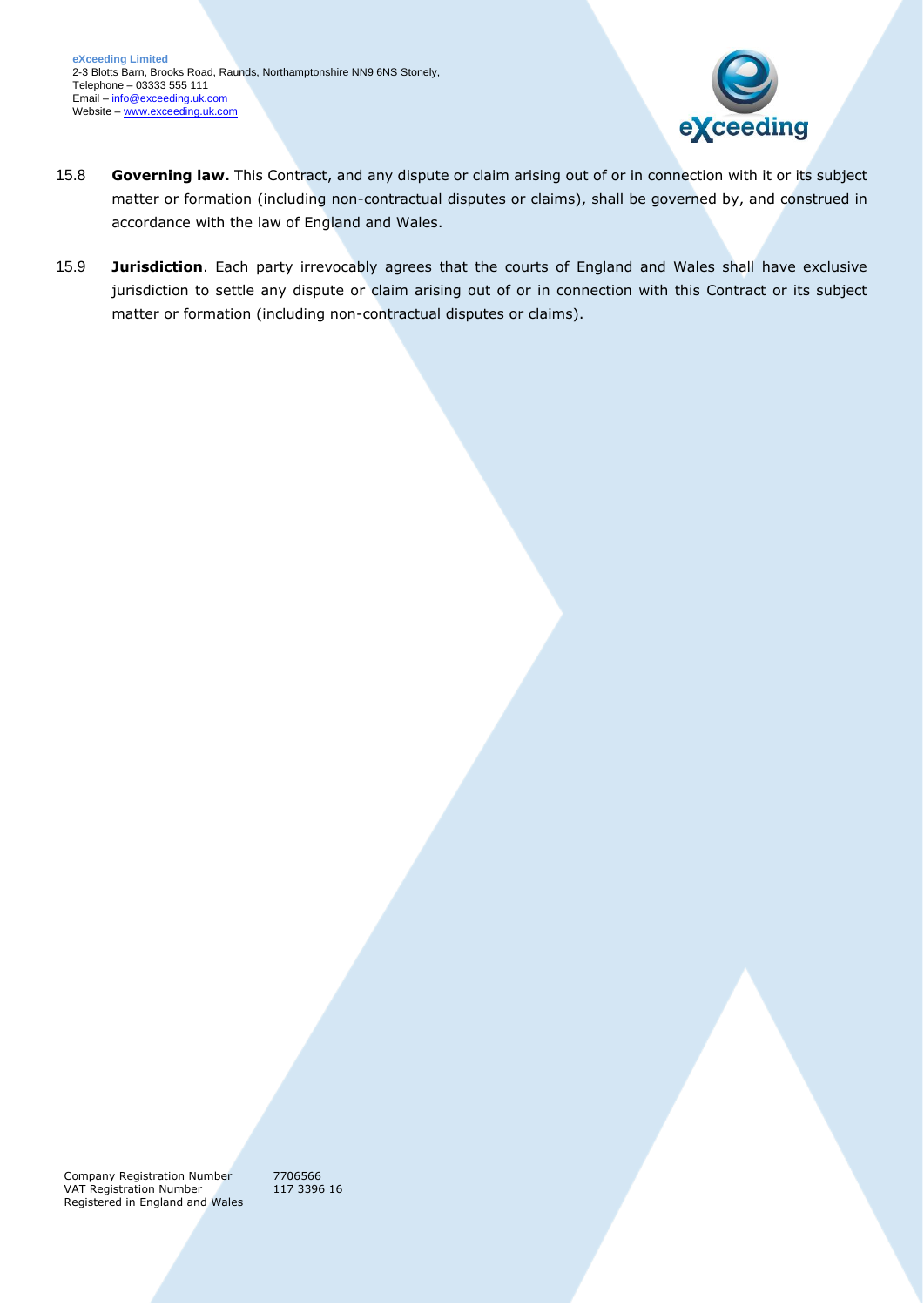15.8 **Governing law.** This Contract, and any dispute or claim arising out of or in connection with it or its subject matter or formation (including non-contractual disputes or claims), shall be governed by, and construed in accordance with the law of England and Wales.

15.9 **Jurisdiction**. Each party irrevocably agrees that the courts of England and Wales shall have exclusive jurisdiction to settle any dispute or claim arising out of or in connection with this Contract or its subject matter or formation (including non-contractual disputes or claims).